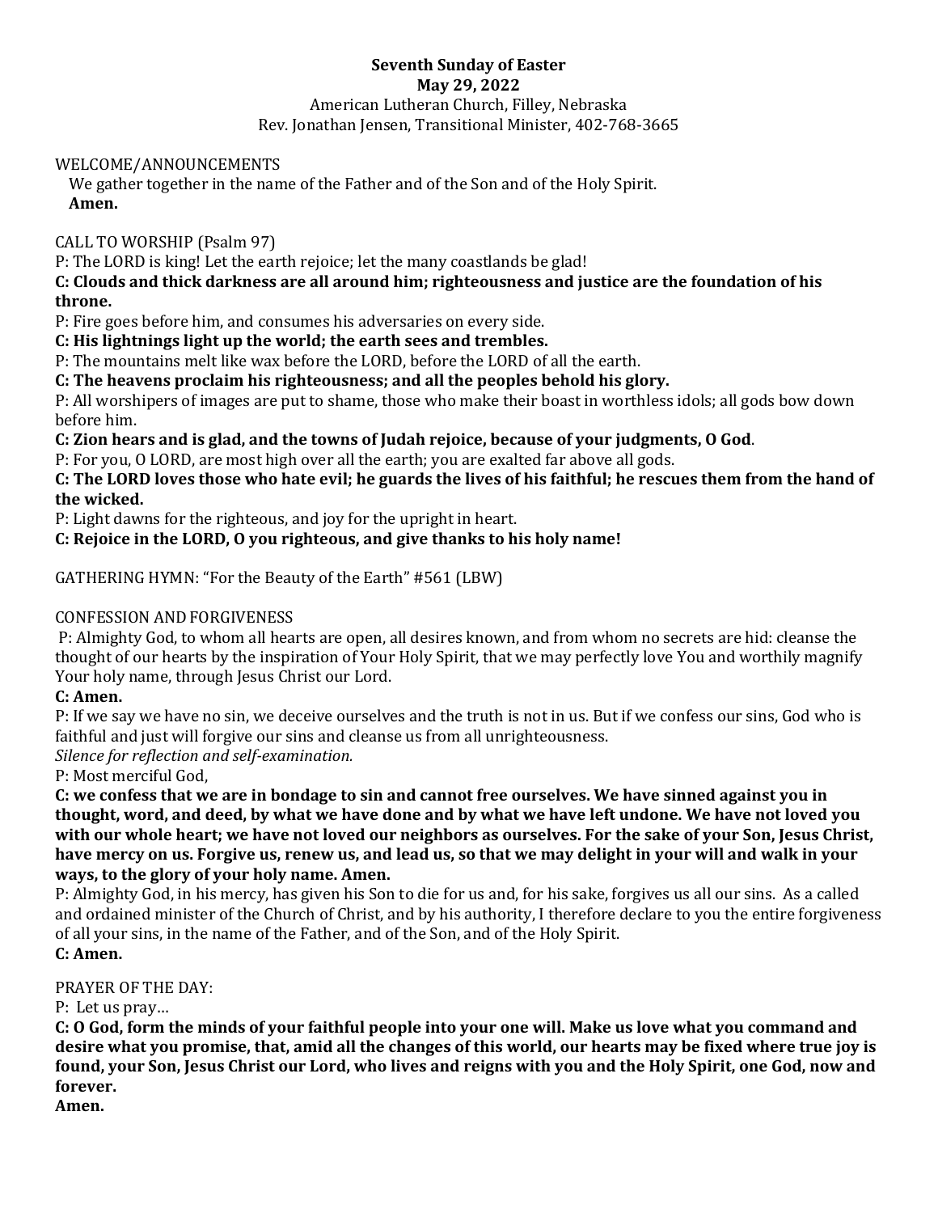**Seventh Sunday of Easter**
**May 29, 2022**
American Lutheran Church, Filley, Nebraska
Rev. Jonathan Jensen, Transitional Minister, 402-768-3665

WELCOME/ANNOUNCEMENTS
We gather together in the name of the Father and of the Son and of the Holy Spirit.
**Amen.**

CALL TO WORSHIP (Psalm 97)
P: The LORD is king! Let the earth rejoice; let the many coastlands be glad!
**C: Clouds and thick darkness are all around him; righteousness and justice are the foundation of his throne.**
P: Fire goes before him, and consumes his adversaries on every side.
**C: His lightnings light up the world; the earth sees and trembles.**
P: The mountains melt like wax before the LORD, before the LORD of all the earth.
**C: The heavens proclaim his righteousness; and all the peoples behold his glory.**
P: All worshipers of images are put to shame, those who make their boast in worthless idols; all gods bow down before him.
**C: Zion hears and is glad, and the towns of Judah rejoice, because of your judgments, O God**.
P: For you, O LORD, are most high over all the earth; you are exalted far above all gods.
**C: The LORD loves those who hate evil; he guards the lives of his faithful; he rescues them from the hand of the wicked.**
P: Light dawns for the righteous, and joy for the upright in heart.
**C: Rejoice in the LORD, O you righteous, and give thanks to his holy name!**

GATHERING HYMN: "For the Beauty of the Earth" #561 (LBW)

CONFESSION AND FORGIVENESS
P: Almighty God, to whom all hearts are open, all desires known, and from whom no secrets are hid: cleanse the thought of our hearts by the inspiration of Your Holy Spirit, that we may perfectly love You and worthily magnify Your holy name, through Jesus Christ our Lord.
**C: Amen.**
P: If we say we have no sin, we deceive ourselves and the truth is not in us. But if we confess our sins, God who is faithful and just will forgive our sins and cleanse us from all unrighteousness.
*Silence for reflection and self-examination.*
P: Most merciful God,
**C: we confess that we are in bondage to sin and cannot free ourselves. We have sinned against you in thought, word, and deed, by what we have done and by what we have left undone. We have not loved you with our whole heart; we have not loved our neighbors as ourselves. For the sake of your Son, Jesus Christ, have mercy on us. Forgive us, renew us, and lead us, so that we may delight in your will and walk in your ways, to the glory of your holy name. Amen.**
P: Almighty God, in his mercy, has given his Son to die for us and, for his sake, forgives us all our sins. As a called and ordained minister of the Church of Christ, and by his authority, I therefore declare to you the entire forgiveness of all your sins, in the name of the Father, and of the Son, and of the Holy Spirit.
**C: Amen.**

PRAYER OF THE DAY:
P: Let us pray…
**C: O God, form the minds of your faithful people into your one will. Make us love what you command and desire what you promise, that, amid all the changes of this world, our hearts may be fixed where true joy is found, your Son, Jesus Christ our Lord, who lives and reigns with you and the Holy Spirit, one God, now and forever.**
**Amen.**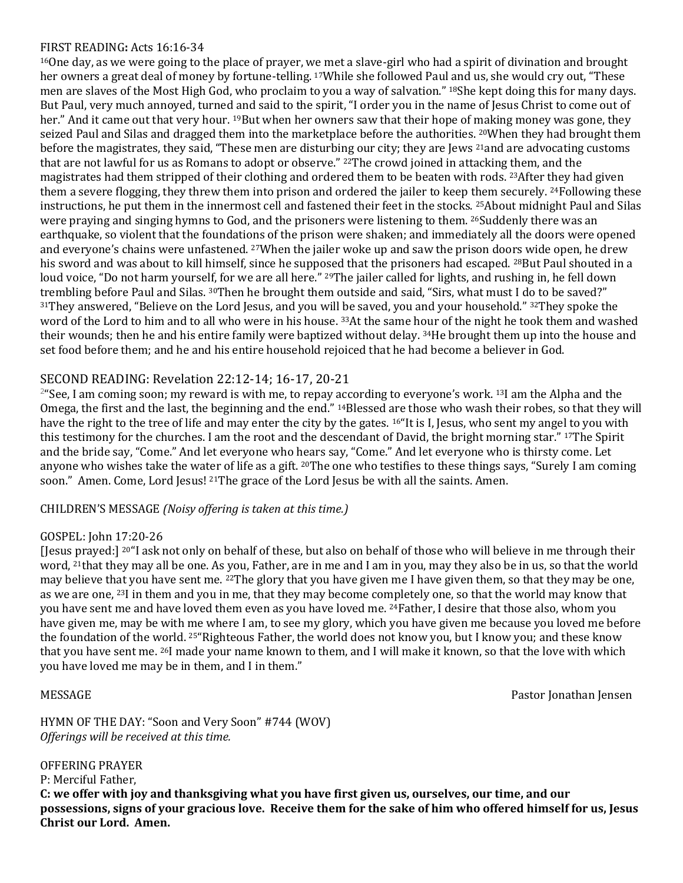FIRST READING**:** Acts 16:16-34

[16]One day, as we were going to the place of prayer, we met a slave-girl who had a spirit of divination and brought her owners a great deal of money by fortune-telling. [17]While she followed Paul and us, she would cry out, "These men are slaves of the Most High God, who proclaim to you a way of salvation." [18]She kept doing this for many days. But Paul, very much annoyed, turned and said to the spirit, "I order you in the name of Jesus Christ to come out of her." And it came out that very hour. [19]But when her owners saw that their hope of making money was gone, they seized Paul and Silas and dragged them into the marketplace before the authorities. [20]When they had brought them before the magistrates, they said, "These men are disturbing our city; they are Jews [21]and are advocating customs that are not lawful for us as Romans to adopt or observe." [22]The crowd joined in attacking them, and the magistrates had them stripped of their clothing and ordered them to be beaten with rods. [23]After they had given them a severe flogging, they threw them into prison and ordered the jailer to keep them securely. [24]Following these instructions, he put them in the innermost cell and fastened their feet in the stocks. [25]About midnight Paul and Silas were praying and singing hymns to God, and the prisoners were listening to them. [26]Suddenly there was an earthquake, so violent that the foundations of the prison were shaken; and immediately all the doors were opened and everyone's chains were unfastened. [27]When the jailer woke up and saw the prison doors wide open, he drew his sword and was about to kill himself, since he supposed that the prisoners had escaped. [28]But Paul shouted in a loud voice, "Do not harm yourself, for we are all here." [29]The jailer called for lights, and rushing in, he fell down trembling before Paul and Silas. [30]Then he brought them outside and said, "Sirs, what must I do to be saved?" [31]They answered, "Believe on the Lord Jesus, and you will be saved, you and your household." [32]They spoke the word of the Lord to him and to all who were in his house. [33]At the same hour of the night he took them and washed their wounds; then he and his entire family were baptized without delay. [34]He brought them up into the house and set food before them; and he and his entire household rejoiced that he had become a believer in God.

SECOND READING: Revelation 22:12-14; 16-17, 20-21

[2]"See, I am coming soon; my reward is with me, to repay according to everyone's work. [13]I am the Alpha and the Omega, the first and the last, the beginning and the end." [14]Blessed are those who wash their robes, so that they will have the right to the tree of life and may enter the city by the gates. [16]"It is I, Jesus, who sent my angel to you with this testimony for the churches. I am the root and the descendant of David, the bright morning star." [17]The Spirit and the bride say, "Come." And let everyone who hears say, "Come." And let everyone who is thirsty come. Let anyone who wishes take the water of life as a gift. [20]The one who testifies to these things says, "Surely I am coming soon." Amen. Come, Lord Jesus! [21]The grace of the Lord Jesus be with all the saints. Amen.

CHILDREN'S MESSAGE *(Noisy offering is taken at this time.)*

GOSPEL: John 17:20-26

[Jesus prayed:] [20]"I ask not only on behalf of these, but also on behalf of those who will believe in me through their word, [21]that they may all be one. As you, Father, are in me and I am in you, may they also be in us, so that the world may believe that you have sent me. [22]The glory that you have given me I have given them, so that they may be one, as we are one, [23]I in them and you in me, that they may become completely one, so that the world may know that you have sent me and have loved them even as you have loved me. [24]Father, I desire that those also, whom you have given me, may be with me where I am, to see my glory, which you have given me because you loved me before the foundation of the world. [25]"Righteous Father, the world does not know you, but I know you; and these know that you have sent me. [26]I made your name known to them, and I will make it known, so that the love with which you have loved me may be in them, and I in them."

MESSAGE Pastor Jonathan Jensen

HYMN OF THE DAY: "Soon and Very Soon" #744 (WOV)
*Offerings will be received at this time.*

OFFERING PRAYER
P: Merciful Father,
**C: we offer with joy and thanksgiving what you have first given us, ourselves, our time, and our possessions, signs of your gracious love. Receive them for the sake of him who offered himself for us, Jesus Christ our Lord. Amen.**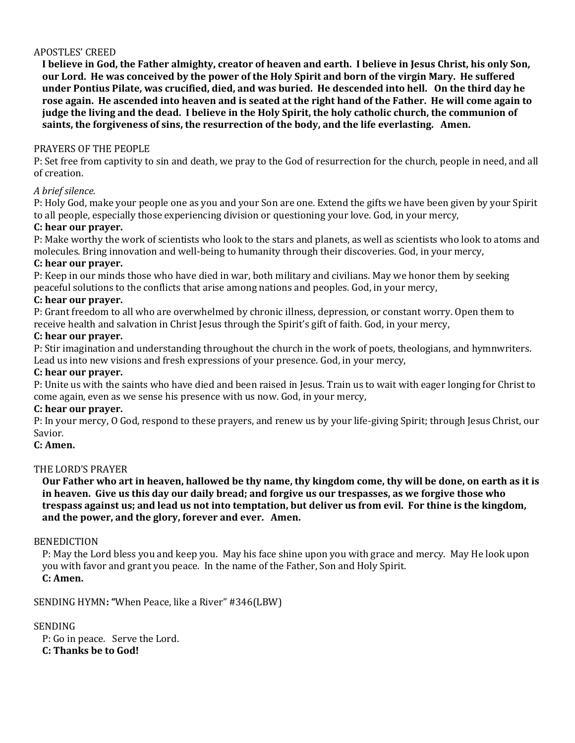APOSTLES' CREED

**I believe in God, the Father almighty, creator of heaven and earth. I believe in Jesus Christ, his only Son, our Lord. He was conceived by the power of the Holy Spirit and born of the virgin Mary. He suffered under Pontius Pilate, was crucified, died, and was buried. He descended into hell. On the third day he rose again. He ascended into heaven and is seated at the right hand of the Father. He will come again to judge the living and the dead. I believe in the Holy Spirit, the holy catholic church, the communion of saints, the forgiveness of sins, the resurrection of the body, and the life everlasting. Amen.**

PRAYERS OF THE PEOPLE

P: Set free from captivity to sin and death, we pray to the God of resurrection for the church, people in need, and all of creation.

*A brief silence.*

P: Holy God, make your people one as you and your Son are one. Extend the gifts we have been given by your Spirit to all people, especially those experiencing division or questioning your love. God, in your mercy,

**C: hear our prayer.**

P: Make worthy the work of scientists who look to the stars and planets, as well as scientists who look to atoms and molecules. Bring innovation and well-being to humanity through their discoveries. God, in your mercy,

**C: hear our prayer.**

P: Keep in our minds those who have died in war, both military and civilians. May we honor them by seeking peaceful solutions to the conflicts that arise among nations and peoples. God, in your mercy,

**C: hear our prayer.**

P: Grant freedom to all who are overwhelmed by chronic illness, depression, or constant worry. Open them to receive health and salvation in Christ Jesus through the Spirit's gift of faith. God, in your mercy,

**C: hear our prayer.**

P: Stir imagination and understanding throughout the church in the work of poets, theologians, and hymnwriters. Lead us into new visions and fresh expressions of your presence. God, in your mercy,

**C: hear our prayer.**

P: Unite us with the saints who have died and been raised in Jesus. Train us to wait with eager longing for Christ to come again, even as we sense his presence with us now. God, in your mercy,

**C: hear our prayer.**

P: In your mercy, O God, respond to these prayers, and renew us by your life-giving Spirit; through Jesus Christ, our Savior.

**C: Amen.**

THE LORD'S PRAYER

**Our Father who art in heaven, hallowed be thy name, thy kingdom come, thy will be done, on earth as it is in heaven. Give us this day our daily bread; and forgive us our trespasses, as we forgive those who trespass against us; and lead us not into temptation, but deliver us from evil. For thine is the kingdom, and the power, and the glory, forever and ever. Amen.**

BENEDICTION

P: May the Lord bless you and keep you. May his face shine upon you with grace and mercy. May He look upon you with favor and grant you peace. In the name of the Father, Son and Holy Spirit.

**C: Amen.**

SENDING HYMN**: "**When Peace, like a River" #346(LBW)

SENDING

P: Go in peace. Serve the Lord.

**C: Thanks be to God!**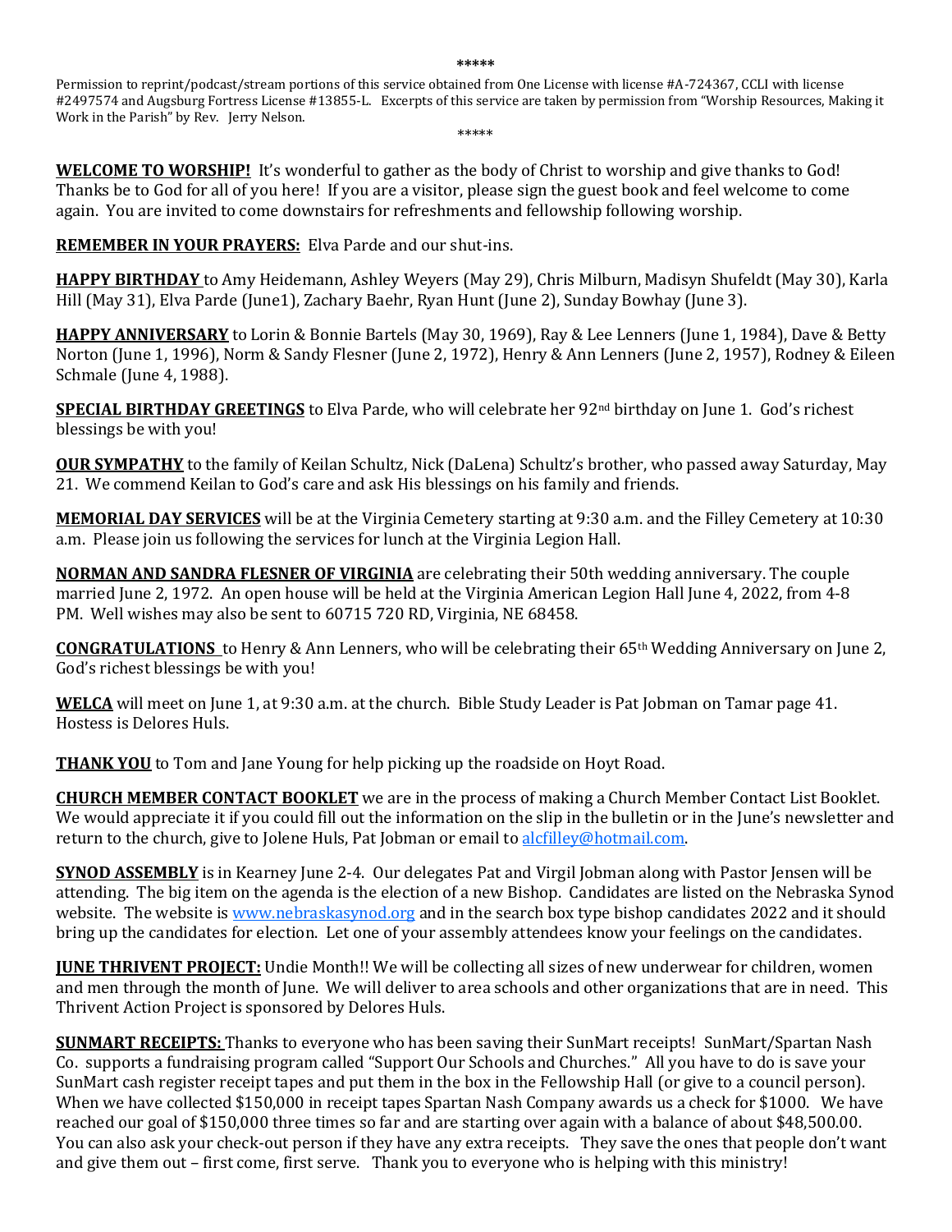\*\*\*\*\*

Permission to reprint/podcast/stream portions of this service obtained from One License with license #A-724367, CCLI with license #2497574 and Augsburg Fortress License #13855-L. Excerpts of this service are taken by permission from "Worship Resources, Making it Work in the Parish" by Rev. Jerry Nelson.

\*\*\*\*\*

**WELCOME TO WORSHIP!** It's wonderful to gather as the body of Christ to worship and give thanks to God! Thanks be to God for all of you here! If you are a visitor, please sign the guest book and feel welcome to come again. You are invited to come downstairs for refreshments and fellowship following worship.

**REMEMBER IN YOUR PRAYERS:** Elva Parde and our shut-ins.

**HAPPY BIRTHDAY** to Amy Heidemann, Ashley Weyers (May 29), Chris Milburn, Madisyn Shufeldt (May 30), Karla Hill (May 31), Elva Parde (June1), Zachary Baehr, Ryan Hunt (June 2), Sunday Bowhay (June 3).

**HAPPY ANNIVERSARY** to Lorin & Bonnie Bartels (May 30, 1969), Ray & Lee Lenners (June 1, 1984), Dave & Betty Norton (June 1, 1996), Norm & Sandy Flesner (June 2, 1972), Henry & Ann Lenners (June 2, 1957), Rodney & Eileen Schmale (June 4, 1988).

**SPECIAL BIRTHDAY GREETINGS** to Elva Parde, who will celebrate her 92nd birthday on June 1. God's richest blessings be with you!

**OUR SYMPATHY** to the family of Keilan Schultz, Nick (DaLena) Schultz's brother, who passed away Saturday, May 21. We commend Keilan to God's care and ask His blessings on his family and friends.

**MEMORIAL DAY SERVICES** will be at the Virginia Cemetery starting at 9:30 a.m. and the Filley Cemetery at 10:30 a.m. Please join us following the services for lunch at the Virginia Legion Hall.

**NORMAN AND SANDRA FLESNER OF VIRGINIA** are celebrating their 50th wedding anniversary. The couple married June 2, 1972. An open house will be held at the Virginia American Legion Hall June 4, 2022, from 4-8 PM. Well wishes may also be sent to 60715 720 RD, Virginia, NE 68458.

**CONGRATULATIONS** to Henry & Ann Lenners, who will be celebrating their 65th Wedding Anniversary on June 2, God's richest blessings be with you!

**WELCA** will meet on June 1, at 9:30 a.m. at the church. Bible Study Leader is Pat Jobman on Tamar page 41. Hostess is Delores Huls.

**THANK YOU** to Tom and Jane Young for help picking up the roadside on Hoyt Road.

**CHURCH MEMBER CONTACT BOOKLET** we are in the process of making a Church Member Contact List Booklet. We would appreciate it if you could fill out the information on the slip in the bulletin or in the June's newsletter and return to the church, give to Jolene Huls, Pat Jobman or email to alcfilley@hotmail.com.

**SYNOD ASSEMBLY** is in Kearney June 2-4. Our delegates Pat and Virgil Jobman along with Pastor Jensen will be attending. The big item on the agenda is the election of a new Bishop. Candidates are listed on the Nebraska Synod website. The website is www.nebraskasynod.org and in the search box type bishop candidates 2022 and it should bring up the candidates for election. Let one of your assembly attendees know your feelings on the candidates.

**JUNE THRIVENT PROJECT:** Undie Month!! We will be collecting all sizes of new underwear for children, women and men through the month of June. We will deliver to area schools and other organizations that are in need. This Thrivent Action Project is sponsored by Delores Huls.

**SUNMART RECEIPTS:** Thanks to everyone who has been saving their SunMart receipts! SunMart/Spartan Nash Co. supports a fundraising program called "Support Our Schools and Churches." All you have to do is save your SunMart cash register receipt tapes and put them in the box in the Fellowship Hall (or give to a council person). When we have collected $150,000 in receipt tapes Spartan Nash Company awards us a check for $1000. We have reached our goal of $150,000 three times so far and are starting over again with a balance of about $48,500.00. You can also ask your check-out person if they have any extra receipts. They save the ones that people don't want and give them out – first come, first serve. Thank you to everyone who is helping with this ministry!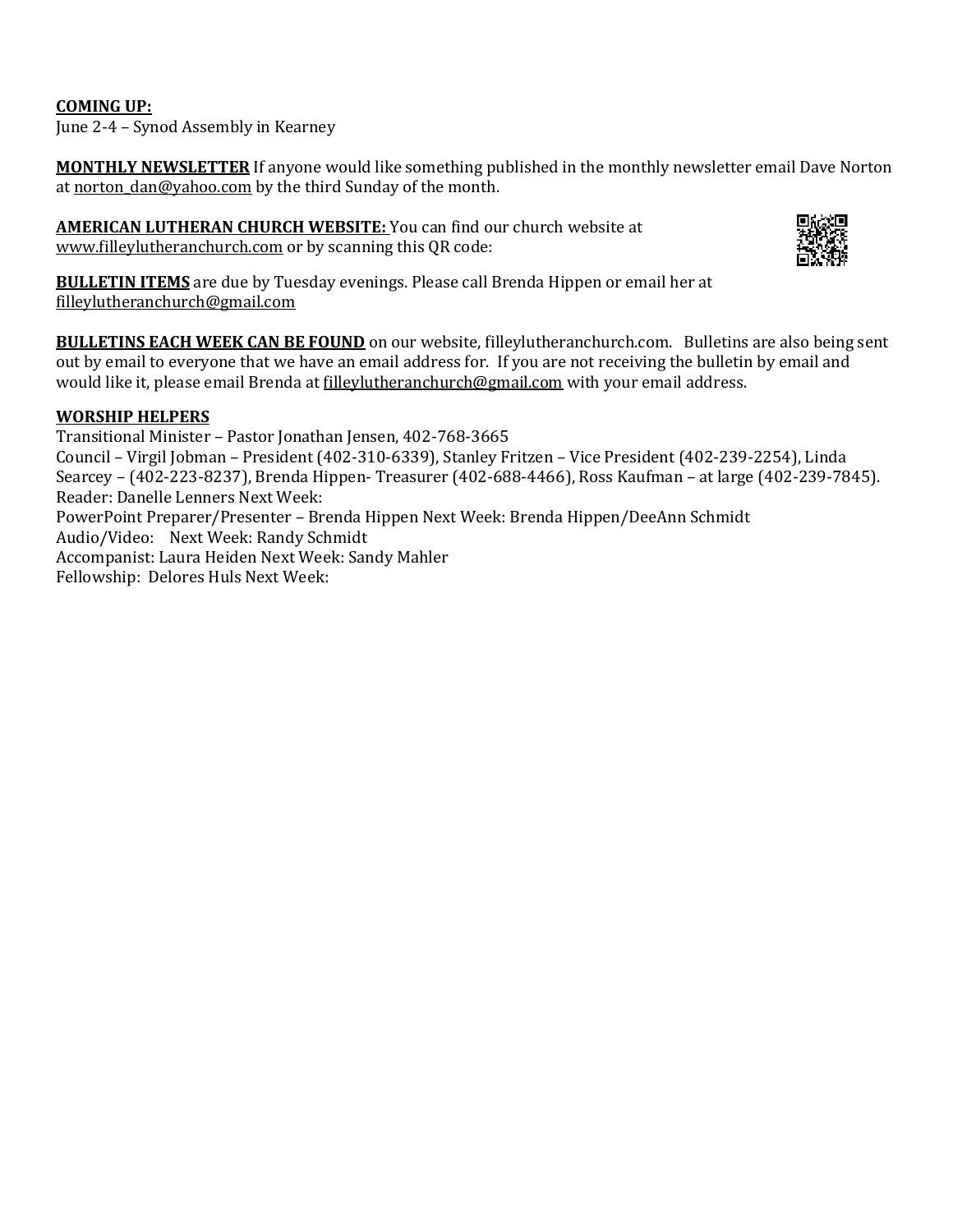**COMING UP:**
June 2-4 – Synod Assembly in Kearney

**MONTHLY NEWSLETTER** If anyone would like something published in the monthly newsletter email Dave Norton at norton_dan@yahoo.com by the third Sunday of the month.

**AMERICAN LUTHERAN CHURCH WEBSITE:** You can find our church website at www.filleylutheranchurch.com or by scanning this QR code:

**BULLETIN ITEMS** are due by Tuesday evenings. Please call Brenda Hippen or email her at filleylutheranchurch@gmail.com

**BULLETINS EACH WEEK CAN BE FOUND** on our website, filleylutheranchurch.com. Bulletins are also being sent out by email to everyone that we have an email address for. If you are not receiving the bulletin by email and would like it, please email Brenda at filleylutheranchurch@gmail.com with your email address.

**WORSHIP HELPERS**
Transitional Minister – Pastor Jonathan Jensen, 402-768-3665
Council – Virgil Jobman – President (402-310-6339), Stanley Fritzen – Vice President (402-239-2254), Linda Searcey – (402-223-8237), Brenda Hippen- Treasurer (402-688-4466), Ross Kaufman – at large (402-239-7845).
Reader: Danelle Lenners Next Week:
PowerPoint Preparer/Presenter – Brenda Hippen Next Week: Brenda Hippen/DeeAnn Schmidt
Audio/Video: Next Week: Randy Schmidt
Accompanist: Laura Heiden Next Week: Sandy Mahler
Fellowship: Delores Huls Next Week: